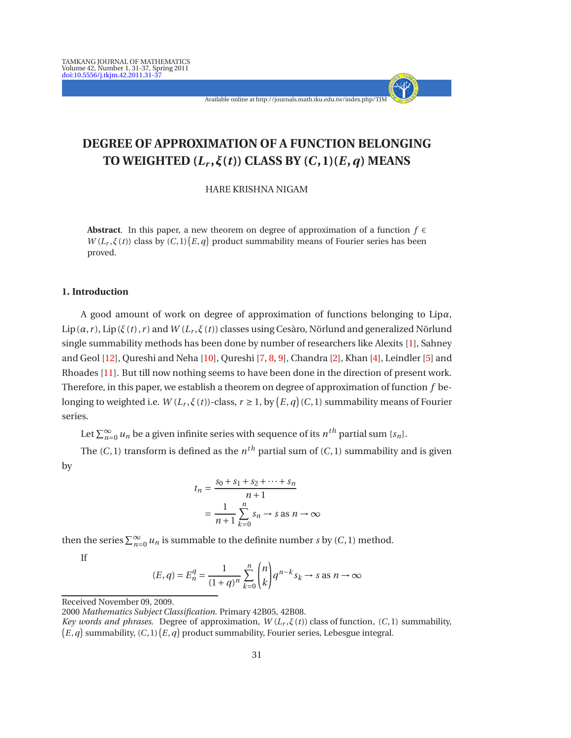# DEGREE OF APPROXIMATION OF A FUNCTION BELONGING TO WEIGHTED $(L_r,\xi(t))$ CLASS BY $(C,1)(E,q)$ MEANS

HARE KRISHNA NIGAM

**Abstract**. In this paper, a new theorem on degree of approximation of a function $f \in W(L_r,\xi(t))$ class by $(C,1)(E,q)$ product summability means of Fourier series has been proved.

## 1. Introduction

A good amount of work on degree of approximation of functions belonging to Lip$\alpha$, Lip$(\alpha,r)$, Lip$(\xi(t),r)$ and $W(L_r,\xi(t))$ classes using Cesàro, Nörlund and generalized Nörlund single summability methods has been done by number of researchers like Alexits [1], Sahney and Geol [12], Qureshi and Neha [10], Qureshi [7, 8, 9], Chandra [2], Khan [4], Leindler [5] and Rhoades [11]. But till now nothing seems to have been done in the direction of present work. Therefore, in this paper, we establish a theorem on degree of approximation of function $f$ belonging to weighted i.e. $W(L_r,\xi(t))$-class, $r \geq 1$, by $(E,q)(C,1)$ summability means of Fourier series.

Let $\sum_{n=0}^{\infty} u_n$ be a given infinite series with sequence of its $n^{th}$ partial sum $\{s_n\}$.

The $(C,1)$ transform is defined as the $n^{th}$ partial sum of $(C,1)$ summability and is given by

$$t_n = \frac{s_0+s_1+s_2+\cdots+s_n}{n+1}$$
$$= \frac{1}{n+1}\sum_{k=0}^{n} s_n \to s \text{ as } n \to \infty$$

then the series $\sum_{n=0}^{\infty} u_n$ is summable to the definite number $s$ by $(C,1)$ method.

If

$$(E,q) = E_n^q = \frac{1}{(1+q)^n}\sum_{k=0}^{n}\binom{n}{k} q^{n-k} s_k \to s \text{ as } n \to \infty$$

Received November 09, 2009.

2000 *Mathematics Subject Classification*. Primary 42B05, 42B08.

*Key words and phrases.* Degree of approximation, $W(L_r,\xi(t))$ class of function, $(C,1)$ summability, $(E,q)$ summability, $(C,1)(E,q)$ product summability, Fourier series, Lebesgue integral.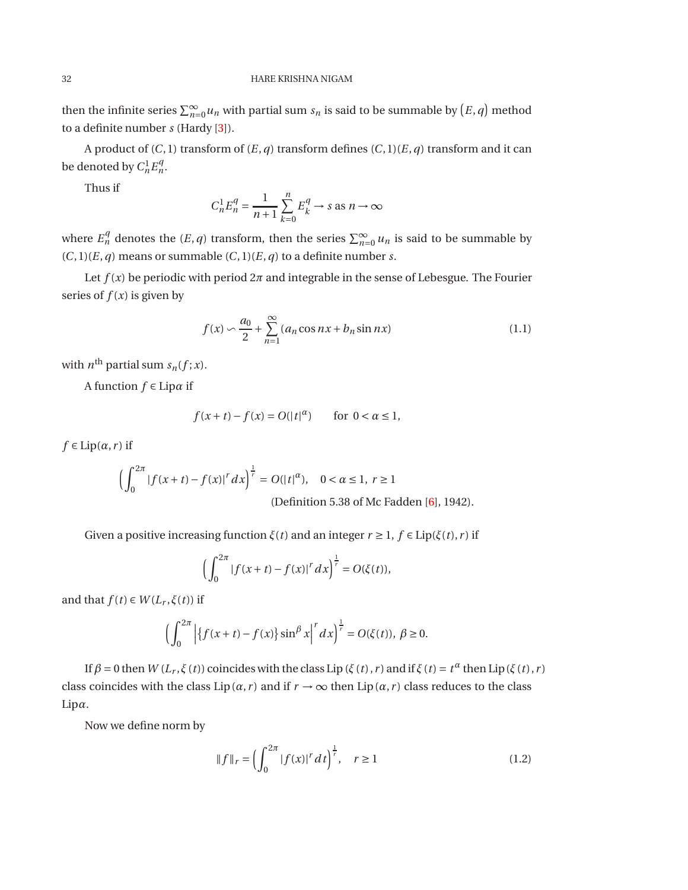then the infinite series $\sum_{n=0}^{\infty} u_n$ with partial sum $s_n$ is said to be summable by $(E,q)$ method to a definite number $s$ (Hardy [3]).

A product of $(C,1)$ transform of $(E,q)$ transform defines $(C,1)(E,q)$ transform and it can be denoted by $C_n^1 E_n^q$.

Thus if

$$C_n^1 E_n^q = \frac{1}{n+1} \sum_{k=0}^{n} E_k^q \to s \text{ as } n \to \infty$$

where $E_n^q$ denotes the $(E,q)$ transform, then the series $\sum_{n=0}^{\infty} u_n$ is said to be summable by $(C,1)(E,q)$ means or summable $(C,1)(E,q)$ to a definite number $s$.

Let $f(x)$ be periodic with period $2\pi$ and integrable in the sense of Lebesgue. The Fourier series of $f(x)$ is given by

$$f(x) \backsim \frac{a_0}{2} + \sum_{n=1}^{\infty} (a_n \cos nx + b_n \sin nx) \tag{1.1}$$

with $n^{\text{th}}$ partial sum $s_n(f;x)$.

A function $f \in \text{Lip}\alpha$ if

$$f(x+t) - f(x) = O(|t|^{\alpha}) \qquad \text{for } 0 < \alpha \leq 1,$$

$f \in \text{Lip}(\alpha, r)$ if

$$\left( \int_0^{2\pi} |f(x+t) - f(x)|^r dx \right)^{\frac{1}{r}} = O(|t|^{\alpha}), \quad 0 < \alpha \leq 1, \ r \geq 1$$

(Definition 5.38 of Mc Fadden [6], 1942).

Given a positive increasing function $\xi(t)$ and an integer $r \geq 1$, $f \in \text{Lip}(\xi(t), r)$ if

$$\left( \int_0^{2\pi} |f(x+t) - f(x)|^r dx \right)^{\frac{1}{r}} = O(\xi(t)),$$

and that $f(t) \in W(L_r, \xi(t))$ if

$$\left( \int_0^{2\pi} \left| \{f(x+t) - f(x)\} \sin^{\beta} x \right|^r dx \right)^{\frac{1}{r}} = O(\xi(t)), \ \beta \geq 0.$$

If $\beta = 0$ then $W(L_r, \xi(t))$ coincides with the class $\text{Lip}(\xi(t), r)$ and if $\xi(t) = t^{\alpha}$ then $\text{Lip}(\xi(t), r)$ class coincides with the class $\text{Lip}(\alpha, r)$ and if $r \to \infty$ then $\text{Lip}(\alpha, r)$ class reduces to the class $\text{Lip}\alpha$.

Now we define norm by

$$\|f\|_r = \left( \int_0^{2\pi} |f(x)|^r dt \right)^{\frac{1}{r}}, \quad r \geq 1 \tag{1.2}$$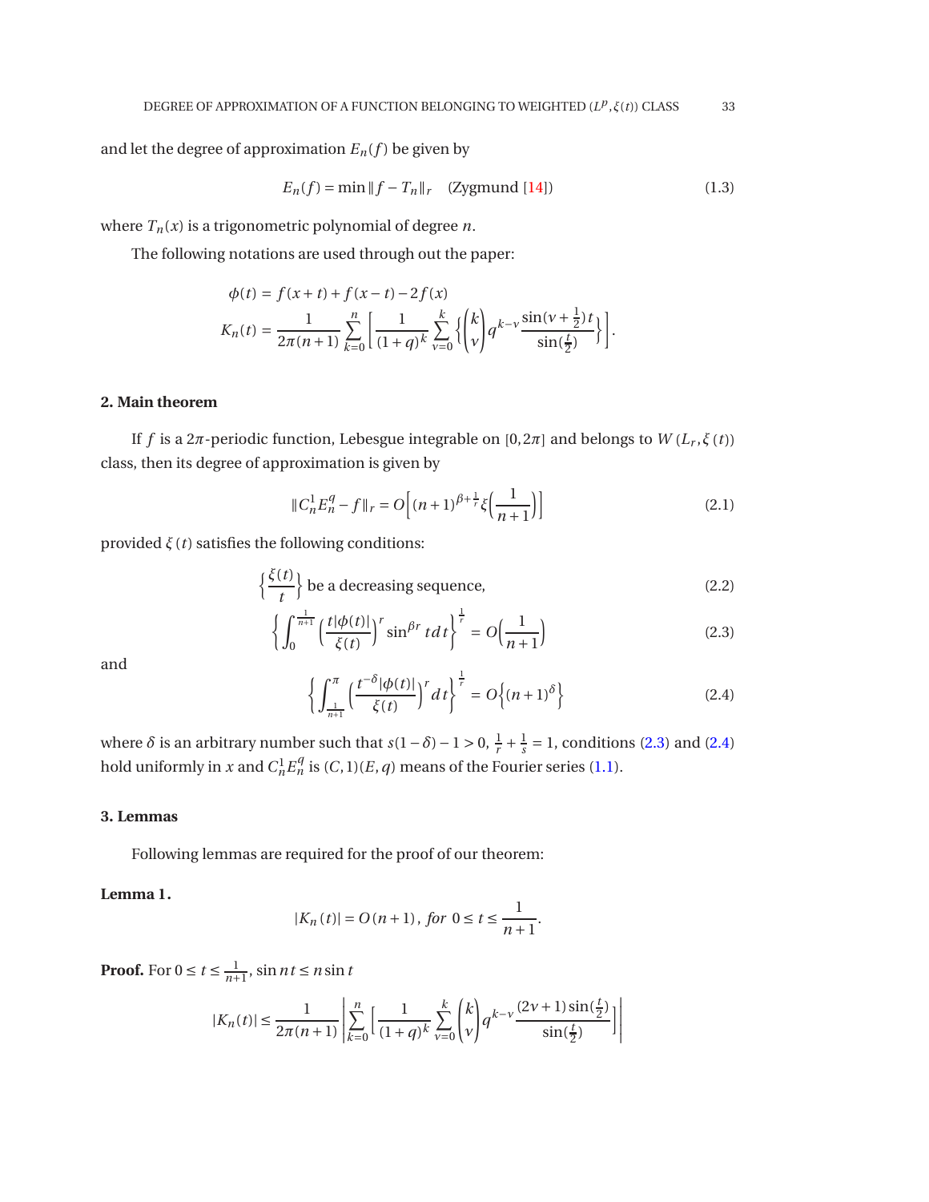and let the degree of approximation $E_n(f)$ be given by

$$E_n(f) = \min \|f - T_n\|_r \quad \text{(Zygmund [14])} \tag{1.3}$$

where $T_n(x)$ is a trigonometric polynomial of degree $n$.

The following notations are used through out the paper:

$$\phi(t) = f(x+t) + f(x-t) - 2f(x)$$

$$K_n(t) = \frac{1}{2\pi(n+1)} \sum_{k=0}^{n} \left[ \frac{1}{(1+q)^k} \sum_{\nu=0}^{k} \left\{ \binom{k}{\nu} q^{k-\nu} \frac{\sin(\nu+\frac{1}{2})t}{\sin(\frac{t}{2})} \right\} \right].$$

## 2. Main theorem

If $f$ is a $2\pi$-periodic function, Lebesgue integrable on $[0, 2\pi]$ and belongs to $W(L_r, \xi(t))$ class, then its degree of approximation is given by

$$\|C_n^1 E_n^q - f\|_r = O\left[(n+1)^{\beta+\frac{1}{r}} \xi\left(\frac{1}{n+1}\right)\right] \tag{2.1}$$

provided $\xi(t)$ satisfies the following conditions:

$$\left\{\frac{\xi(t)}{t}\right\} \text{ be a decreasing sequence,} \tag{2.2}$$

$$\left\{\int_0^{\frac{1}{n+1}} \left(\frac{t|\phi(t)|}{\xi(t)}\right)^r \sin^{\beta r} t\, dt\right\}^{\frac{1}{r}} = O\left(\frac{1}{n+1}\right) \tag{2.3}$$

and

$$\left\{\int_{\frac{1}{n+1}}^{\pi} \left(\frac{t^{-\delta}|\phi(t)|}{\xi(t)}\right)^r dt\right\}^{\frac{1}{r}} = O\left\{(n+1)^{\delta}\right\} \tag{2.4}$$

where $\delta$ is an arbitrary number such that $s(1-\delta) - 1 > 0$, $\frac{1}{r} + \frac{1}{s} = 1$, conditions (2.3) and (2.4) hold uniformly in $x$ and $C_n^1 E_n^q$ is $(C,1)(E,q)$ means of the Fourier series (1.1).

## 3. Lemmas

Following lemmas are required for the proof of our theorem:

**Lemma 1.**

$$|K_n(t)| = O(n+1), \ \textit{for} \ 0 \le t \le \frac{1}{n+1}.$$

**Proof.** For $0 \le t \le \frac{1}{n+1}$, $\sin nt \le n \sin t$

$$|K_n(t)| \le \frac{1}{2\pi(n+1)} \left| \sum_{k=0}^{n} \left[ \frac{1}{(1+q)^k} \sum_{\nu=0}^{k} \binom{k}{\nu} q^{k-\nu} \frac{(2\nu+1)\sin(\frac{t}{2})}{\sin(\frac{t}{2})} \right] \right|$$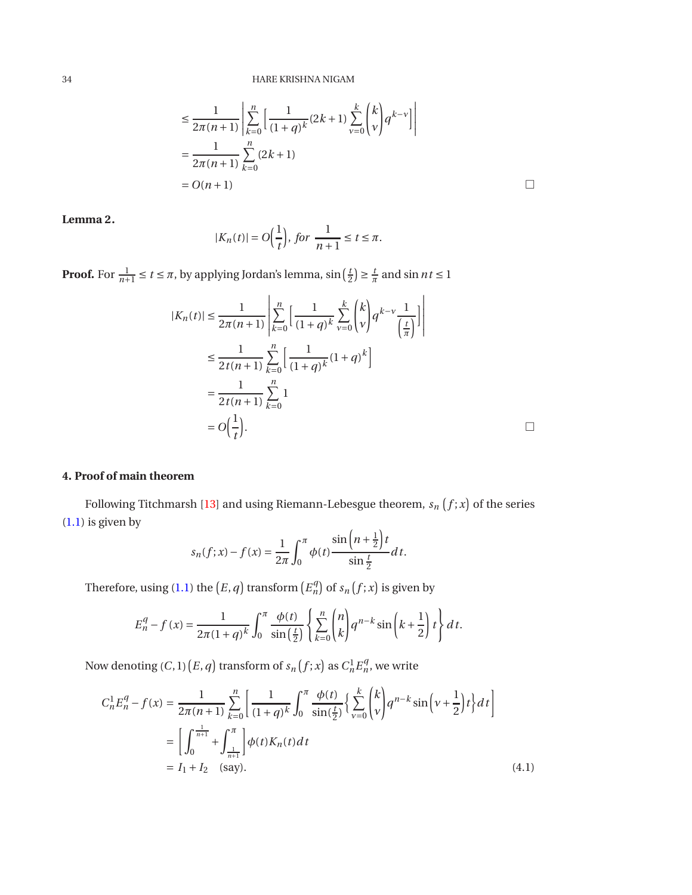$$
\begin{aligned}
&\leq \frac{1}{2\pi(n+1)}\left|\sum_{k=0}^{n}\left[\frac{1}{(1+q)^k}(2k+1)\sum_{\nu=0}^{k}\binom{k}{\nu}q^{k-\nu}\right]\right| \\
&= \frac{1}{2\pi(n+1)}\sum_{k=0}^{n}(2k+1) \\
&= O(n+1)
\end{aligned}
$$

□

**Lemma 2.**

$$
|K_n(t)| = O\left(\frac{1}{t}\right), \; for \; \frac{1}{n+1} \leq t \leq \pi.
$$

**Proof.** For $\frac{1}{n+1} \leq t \leq \pi$, by applying Jordan's lemma, $\sin\left(\frac{t}{2}\right) \geq \frac{t}{\pi}$ and $\sin nt \leq 1$

$$
\begin{aligned}
|K_n(t)| &\leq \frac{1}{2\pi(n+1)}\left|\sum_{k=0}^{n}\left[\frac{1}{(1+q)^k}\sum_{\nu=0}^{k}\binom{k}{\nu}q^{k-\nu}\frac{1}{\left(\frac{t}{\pi}\right)}\right]\right| \\
&\leq \frac{1}{2t(n+1)}\sum_{k=0}^{n}\left[\frac{1}{(1+q)^k}(1+q)^k\right] \\
&= \frac{1}{2t(n+1)}\sum_{k=0}^{n}1 \\
&= O\left(\frac{1}{t}\right).
\end{aligned}
$$

□

## 4. Proof of main theorem

Following Titchmarsh [13] and using Riemann-Lebesgue theorem, $s_n(f;x)$ of the series (1.1) is given by

$$
s_n(f;x) - f(x) = \frac{1}{2\pi}\int_0^{\pi}\phi(t)\frac{\sin\left(n+\frac{1}{2}\right)t}{\sin\frac{t}{2}}dt.
$$

Therefore, using (1.1) the $(E,q)$ transform $(E_n^q)$ of $s_n(f;x)$ is given by

$$
E_n^q - f(x) = \frac{1}{2\pi(1+q)^k}\int_0^{\pi}\frac{\phi(t)}{\sin\left(\frac{t}{2}\right)}\left\{\sum_{k=0}^{n}\binom{n}{k}q^{n-k}\sin\left(k+\frac{1}{2}\right)t\right\}dt.
$$

Now denoting $(C,1)(E,q)$ transform of $s_n(f;x)$ as $C_n^1E_n^q$, we write

$$
\begin{aligned}
C_n^1E_n^q - f(x) &= \frac{1}{2\pi(n+1)}\sum_{k=0}^{n}\left[\frac{1}{(1+q)^k}\int_0^{\pi}\frac{\phi(t)}{\sin(\frac{t}{2})}\left\{\sum_{\nu=0}^{k}\binom{k}{\nu}q^{n-k}\sin\left(\nu+\frac{1}{2}\right)t\right\}dt\right] \\
&= \left[\int_0^{\frac{1}{n+1}} + \int_{\frac{1}{n+1}}^{\pi}\right]\phi(t)K_n(t)dt \\
&= I_1 + I_2 \quad \text{(say)}.
\end{aligned} \tag{4.1}
$$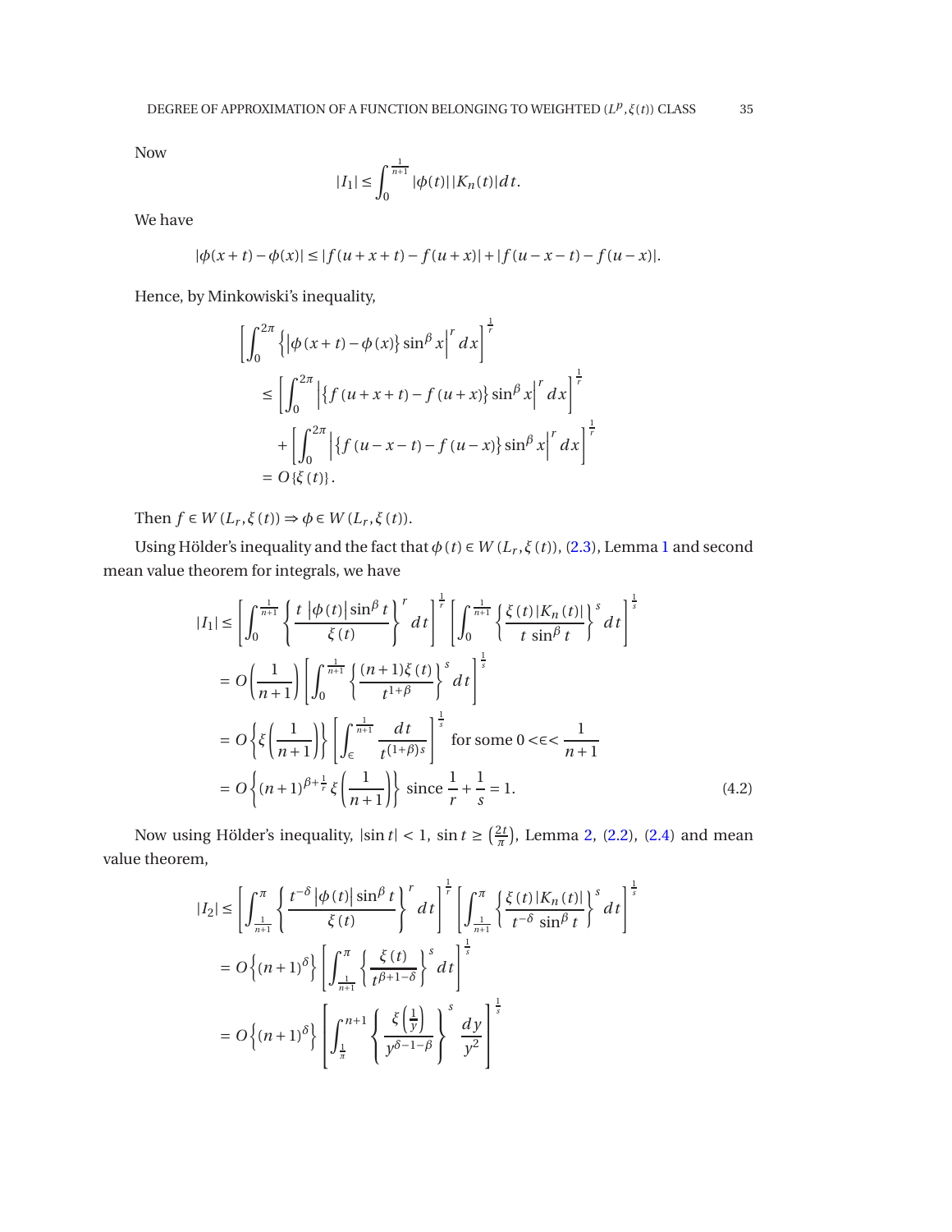Now

$$|I_1| \leq \int_0^{\frac{1}{n+1}} |\phi(t)||K_n(t)|dt.$$

We have

$$|\phi(x+t) - \phi(x)| \leq |f(u+x+t) - f(u+x)| + |f(u-x-t) - f(u-x)|.$$

Hence, by Minkowiski's inequality,

$$\begin{aligned}
&\left[\int_0^{2\pi} \left\{\left|\phi(x+t) - \phi(x)\right\} \sin^\beta x\right|^r dx\right]^{\frac{1}{r}} \\
&\leq \left[\int_0^{2\pi} \left|\left\{f(u+x+t) - f(u+x)\right\} \sin^\beta x\right|^r dx\right]^{\frac{1}{r}} \\
&\quad + \left[\int_0^{2\pi} \left|\left\{f(u-x-t) - f(u-x)\right\} \sin^\beta x\right|^r dx\right]^{\frac{1}{r}} \\
&= O\{\xi(t)\}.
\end{aligned}$$

Then $f \in W(L_r, \xi(t)) \Rightarrow \phi \in W(L_r, \xi(t))$.

Using Hölder's inequality and the fact that $\phi(t) \in W(L_r, \xi(t))$, (2.3), Lemma 1 and second mean value theorem for integrals, we have

$$\begin{aligned}
|I_1| &\leq \left[\int_0^{\frac{1}{n+1}} \left\{\frac{t\,|\phi(t)|\sin^\beta t}{\xi(t)}\right\}^r dt\right]^{\frac{1}{r}} \left[\int_0^{\frac{1}{n+1}} \left\{\frac{\xi(t)|K_n(t)|}{t\,\sin^\beta t}\right\}^s dt\right]^{\frac{1}{s}} \\
&= O\left(\frac{1}{n+1}\right)\left[\int_0^{\frac{1}{n+1}} \left\{\frac{(n+1)\xi(t)}{t^{1+\beta}}\right\}^s dt\right]^{\frac{1}{s}} \\
&= O\left\{\xi\left(\frac{1}{n+1}\right)\right\}\left[\int_\epsilon^{\frac{1}{n+1}} \frac{dt}{t^{(1+\beta)s}}\right]^{\frac{1}{s}} \text{ for some } 0 < \epsilon < \frac{1}{n+1} \\
&= O\left\{(n+1)^{\beta+\frac{1}{r}}\,\xi\left(\frac{1}{n+1}\right)\right\} \text{ since } \frac{1}{r} + \frac{1}{s} = 1. \qquad (4.2)
\end{aligned}$$

Now using Hölder's inequality, $|\sin t| < 1$, $\sin t \geq \left(\frac{2t}{\pi}\right)$, Lemma 2, (2.2), (2.4) and mean value theorem,

$$\begin{aligned}
|I_2| &\leq \left[\int_{\frac{1}{n+1}}^{\pi} \left\{\frac{t^{-\delta}\,|\phi(t)|\sin^\beta t}{\xi(t)}\right\}^r dt\right]^{\frac{1}{r}} \left[\int_{\frac{1}{n+1}}^{\pi} \left\{\frac{\xi(t)|K_n(t)|}{t^{-\delta}\,\sin^\beta t}\right\}^s dt\right]^{\frac{1}{s}} \\
&= O\left\{(n+1)^\delta\right\}\left[\int_{\frac{1}{n+1}}^{\pi} \left\{\frac{\xi(t)}{t^{\beta+1-\delta}}\right\}^s dt\right]^{\frac{1}{s}} \\
&= O\left\{(n+1)^\delta\right\}\left[\int_{\frac{1}{\pi}}^{n+1} \left\{\frac{\xi\left(\frac{1}{y}\right)}{y^{\delta-1-\beta}}\right\}^s \frac{dy}{y^2}\right]^{\frac{1}{s}}
\end{aligned}$$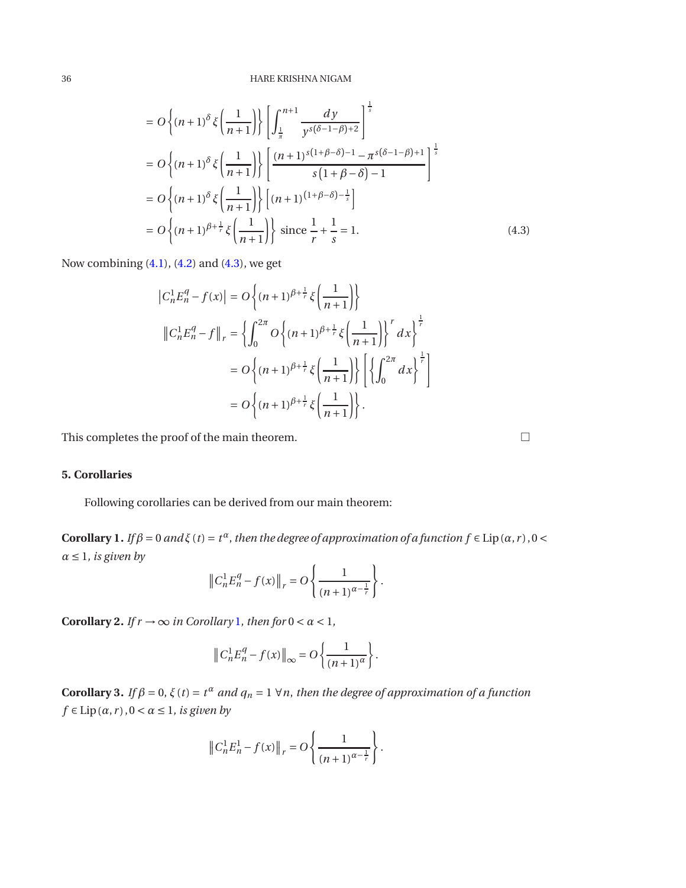$$
\begin{aligned}
&= O\left\{(n+1)^{\delta}\xi\left(\frac{1}{n+1}\right)\right\}\left[\int_{\frac{1}{\pi}}^{n+1}\frac{dy}{y^{s(\delta-1-\beta)+2}}\right]^{\frac{1}{s}} \\
&= O\left\{(n+1)^{\delta}\xi\left(\frac{1}{n+1}\right)\right\}\left[\frac{(n+1)^{s(1+\beta-\delta)-1}-\pi^{s(\delta-1-\beta)+1}}{s\left(1+\beta-\delta\right)-1}\right]^{\frac{1}{s}} \\
&= O\left\{(n+1)^{\delta}\xi\left(\frac{1}{n+1}\right)\right\}\left[(n+1)^{(1+\beta-\delta)-\frac{1}{s}}\right] \\
&= O\left\{(n+1)^{\beta+\frac{1}{r}}\xi\left(\frac{1}{n+1}\right)\right\} \text{ since } \frac{1}{r}+\frac{1}{s}=1. \qquad (4.3)
\end{aligned}
$$

Now combining (4.1), (4.2) and (4.3), we get

$$
\begin{aligned}
\left|C_n^1E_n^q-f(x)\right| &= O\left\{(n+1)^{\beta+\frac{1}{r}}\xi\left(\frac{1}{n+1}\right)\right\} \\
\left\|C_n^1E_n^q-f\right\|_r &= \left\{\int_0^{2\pi} O\left\{(n+1)^{\beta+\frac{1}{r}}\xi\left(\frac{1}{n+1}\right)\right\}^r dx\right\}^{\frac{1}{r}} \\
&= O\left\{(n+1)^{\beta+\frac{1}{r}}\xi\left(\frac{1}{n+1}\right)\right\}\left[\left\{\int_0^{2\pi} dx\right\}^{\frac{1}{r}}\right] \\
&= O\left\{(n+1)^{\beta+\frac{1}{r}}\xi\left(\frac{1}{n+1}\right)\right\}.
\end{aligned}
$$

This completes the proof of the main theorem. □

## 5. Corollaries

Following corollaries can be derived from our main theorem:

**Corollary 1.** *If $\beta = 0$ and $\xi(t) = t^{\alpha}$, then the degree of approximation of a function $f \in \mathrm{Lip}(\alpha, r), 0 < \alpha \le 1$, is given by*

$$
\left\|C_n^1E_n^q-f(x)\right\|_r = O\left\{\frac{1}{(n+1)^{\alpha-\frac{1}{r}}}\right\}.
$$

**Corollary 2.** *If $r \to \infty$ in Corollary 1, then for $0 < \alpha < 1$,*

$$
\left\|C_n^1E_n^q-f(x)\right\|_\infty = O\left\{\frac{1}{(n+1)^{\alpha}}\right\}.
$$

**Corollary 3.** *If $\beta = 0$, $\xi(t) = t^{\alpha}$ and $q_n = 1\ \forall n$, then the degree of approximation of a function $f \in \mathrm{Lip}(\alpha, r), 0 < \alpha \le 1$, is given by*

$$
\left\|C_n^1E_n^1-f(x)\right\|_r = O\left\{\frac{1}{(n+1)^{\alpha-\frac{1}{r}}}\right\}.
$$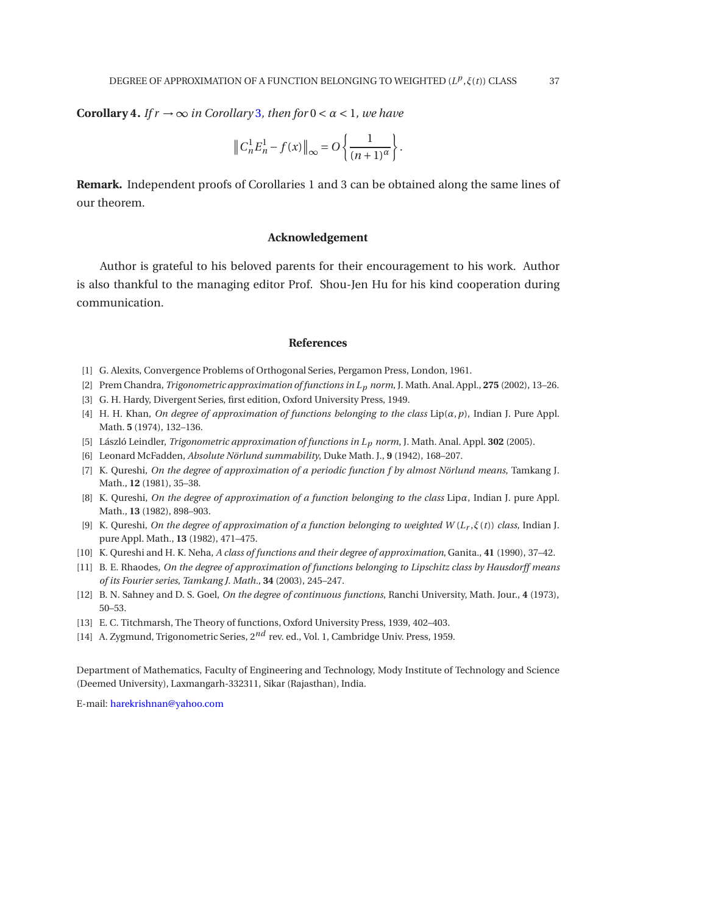**Corollary 4.** *If $r \to \infty$ in Corollary 3, then for $0 < \alpha < 1$, we have*

$$\left\| C_n^1 E_n^1 - f(x) \right\|_\infty = O\left\{ \frac{1}{(n+1)^\alpha} \right\}.$$

**Remark.** Independent proofs of Corollaries 1 and 3 can be obtained along the same lines of our theorem.

### Acknowledgement

Author is grateful to his beloved parents for their encouragement to his work. Author is also thankful to the managing editor Prof. Shou-Jen Hu for his kind cooperation during communication.

### References

[1] G. Alexits, Convergence Problems of Orthogonal Series, Pergamon Press, London, 1961.

[2] Prem Chandra, *Trigonometric approximation of functions in $L_p$ norm*, J. Math. Anal. Appl., **275** (2002), 13–26.

[3] G. H. Hardy, Divergent Series, first edition, Oxford University Press, 1949.

[4] H. H. Khan, *On degree of approximation of functions belonging to the class* Lip$(\alpha, p)$, Indian J. Pure Appl. Math. **5** (1974), 132–136.

[5] László Leindler, *Trigonometric approximation of functions in $L_p$ norm*, J. Math. Anal. Appl. **302** (2005).

[6] Leonard McFadden, *Absolute Nörlund summability*, Duke Math. J., **9** (1942), 168–207.

[7] K. Qureshi, *On the degree of approximation of a periodic function f by almost Nörlund means*, Tamkang J. Math., **12** (1981), 35–38.

[8] K. Qureshi, *On the degree of approximation of a function belonging to the class* Lip$\alpha$, Indian J. pure Appl. Math., **13** (1982), 898–903.

[9] K. Qureshi, *On the degree of approximation of a function belonging to weighted $W(L_r, \xi(t))$ class*, Indian J. pure Appl. Math., **13** (1982), 471–475.

[10] K. Qureshi and H. K. Neha, *A class of functions and their degree of approximation*, Ganita., **41** (1990), 37–42.

[11] B. E. Rhaodes, *On the degree of approximation of functions belonging to Lipschitz class by Hausdorff means of its Fourier series*, *Tamkang J. Math.*, **34** (2003), 245–247.

[12] B. N. Sahney and D. S. Goel, *On the degree of continuous functions*, Ranchi University, Math. Jour., **4** (1973), 50–53.

[13] E. C. Titchmarsh, The Theory of functions, Oxford University Press, 1939, 402–403.

[14] A. Zygmund, Trigonometric Series, $2^{nd}$ rev. ed., Vol. 1, Cambridge Univ. Press, 1959.

Department of Mathematics, Faculty of Engineering and Technology, Mody Institute of Technology and Science (Deemed University), Laxmangarh-332311, Sikar (Rajasthan), India.

E-mail: harekrishnan@yahoo.com